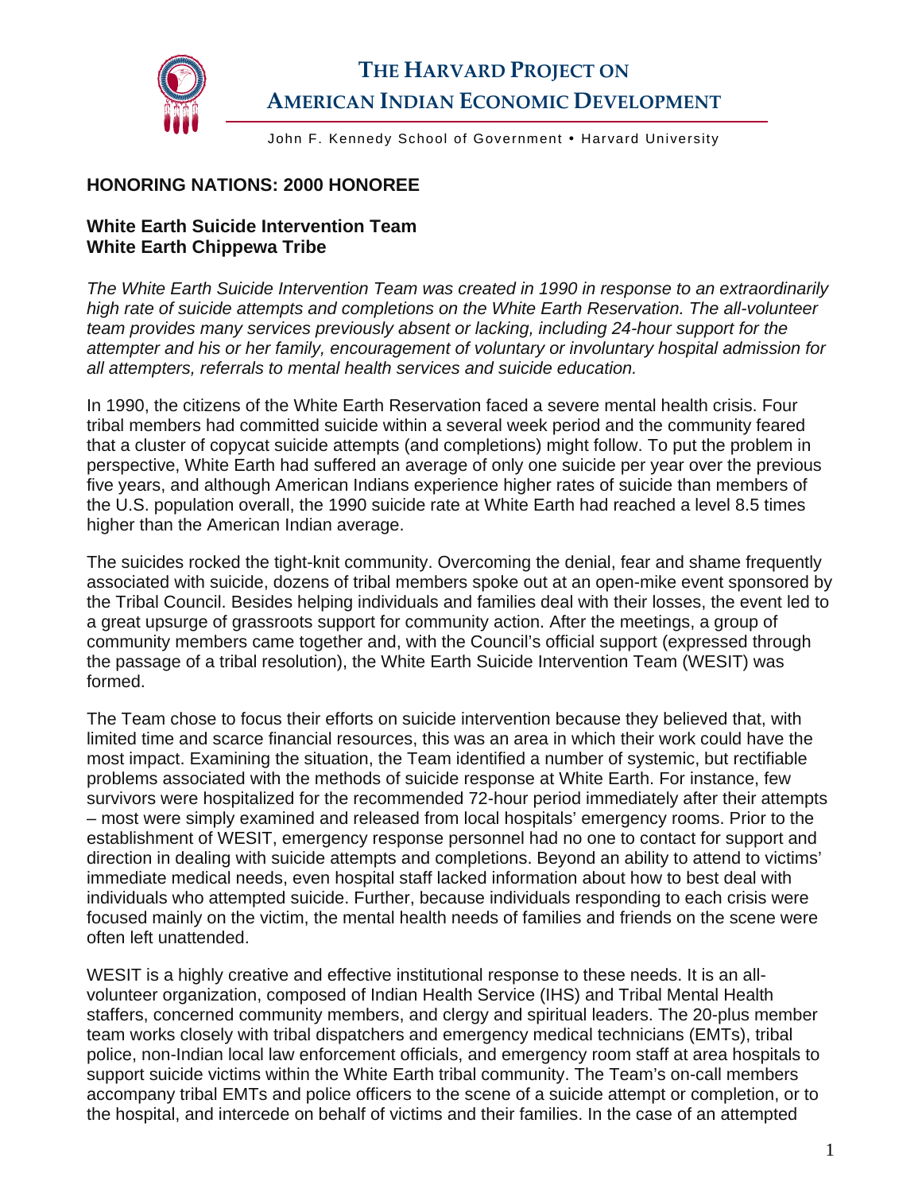# THE HARVARD PROJECT ON AMERICAN INDIAN ECONOMIC DEVELOPMENT

John F. Kennedy School of Government • Harvard University

## HONORING NATIONS: 2000 HONOREE

### White Earth Suicide Intervention Team
### White Earth Chippewa Tribe

*The White Earth Suicide Intervention Team was created in 1990 in response to an extraordinarily high rate of suicide attempts and completions on the White Earth Reservation. The all-volunteer team provides many services previously absent or lacking, including 24-hour support for the attempter and his or her family, encouragement of voluntary or involuntary hospital admission for all attempters, referrals to mental health services and suicide education.*

In 1990, the citizens of the White Earth Reservation faced a severe mental health crisis. Four tribal members had committed suicide within a several week period and the community feared that a cluster of copycat suicide attempts (and completions) might follow. To put the problem in perspective, White Earth had suffered an average of only one suicide per year over the previous five years, and although American Indians experience higher rates of suicide than members of the U.S. population overall, the 1990 suicide rate at White Earth had reached a level 8.5 times higher than the American Indian average.

The suicides rocked the tight-knit community. Overcoming the denial, fear and shame frequently associated with suicide, dozens of tribal members spoke out at an open-mike event sponsored by the Tribal Council. Besides helping individuals and families deal with their losses, the event led to a great upsurge of grassroots support for community action. After the meetings, a group of community members came together and, with the Council's official support (expressed through the passage of a tribal resolution), the White Earth Suicide Intervention Team (WESIT) was formed.

The Team chose to focus their efforts on suicide intervention because they believed that, with limited time and scarce financial resources, this was an area in which their work could have the most impact. Examining the situation, the Team identified a number of systemic, but rectifiable problems associated with the methods of suicide response at White Earth. For instance, few survivors were hospitalized for the recommended 72-hour period immediately after their attempts – most were simply examined and released from local hospitals' emergency rooms. Prior to the establishment of WESIT, emergency response personnel had no one to contact for support and direction in dealing with suicide attempts and completions. Beyond an ability to attend to victims' immediate medical needs, even hospital staff lacked information about how to best deal with individuals who attempted suicide. Further, because individuals responding to each crisis were focused mainly on the victim, the mental health needs of families and friends on the scene were often left unattended.

WESIT is a highly creative and effective institutional response to these needs. It is an all-volunteer organization, composed of Indian Health Service (IHS) and Tribal Mental Health staffers, concerned community members, and clergy and spiritual leaders. The 20-plus member team works closely with tribal dispatchers and emergency medical technicians (EMTs), tribal police, non-Indian local law enforcement officials, and emergency room staff at area hospitals to support suicide victims within the White Earth tribal community. The Team's on-call members accompany tribal EMTs and police officers to the scene of a suicide attempt or completion, or to the hospital, and intercede on behalf of victims and their families. In the case of an attempted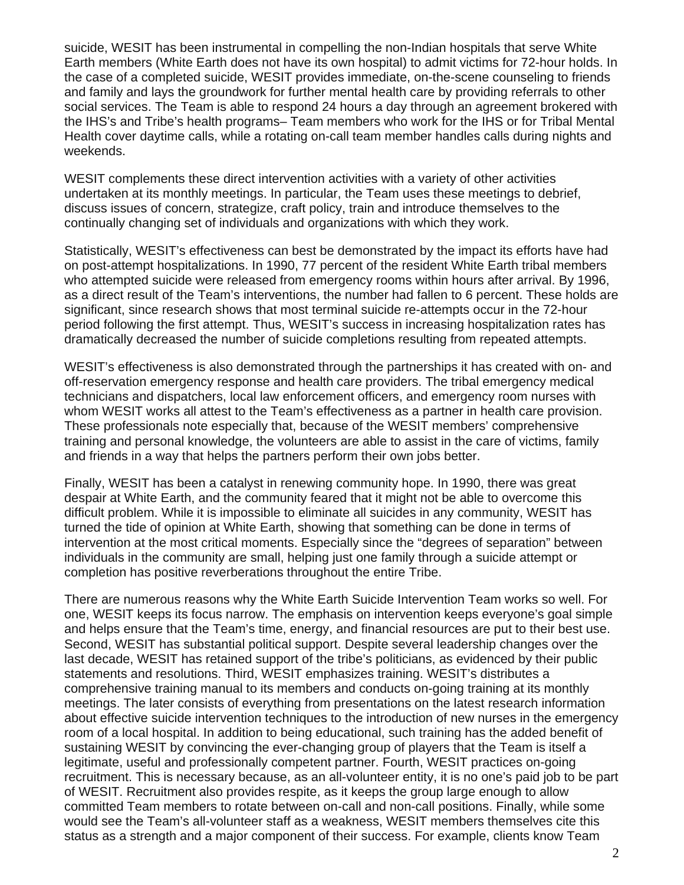suicide, WESIT has been instrumental in compelling the non-Indian hospitals that serve White Earth members (White Earth does not have its own hospital) to admit victims for 72-hour holds. In the case of a completed suicide, WESIT provides immediate, on-the-scene counseling to friends and family and lays the groundwork for further mental health care by providing referrals to other social services. The Team is able to respond 24 hours a day through an agreement brokered with the IHS's and Tribe's health programs– Team members who work for the IHS or for Tribal Mental Health cover daytime calls, while a rotating on-call team member handles calls during nights and weekends.

WESIT complements these direct intervention activities with a variety of other activities undertaken at its monthly meetings. In particular, the Team uses these meetings to debrief, discuss issues of concern, strategize, craft policy, train and introduce themselves to the continually changing set of individuals and organizations with which they work.

Statistically, WESIT's effectiveness can best be demonstrated by the impact its efforts have had on post-attempt hospitalizations. In 1990, 77 percent of the resident White Earth tribal members who attempted suicide were released from emergency rooms within hours after arrival. By 1996, as a direct result of the Team's interventions, the number had fallen to 6 percent. These holds are significant, since research shows that most terminal suicide re-attempts occur in the 72-hour period following the first attempt. Thus, WESIT's success in increasing hospitalization rates has dramatically decreased the number of suicide completions resulting from repeated attempts.

WESIT's effectiveness is also demonstrated through the partnerships it has created with on- and off-reservation emergency response and health care providers. The tribal emergency medical technicians and dispatchers, local law enforcement officers, and emergency room nurses with whom WESIT works all attest to the Team's effectiveness as a partner in health care provision. These professionals note especially that, because of the WESIT members' comprehensive training and personal knowledge, the volunteers are able to assist in the care of victims, family and friends in a way that helps the partners perform their own jobs better.

Finally, WESIT has been a catalyst in renewing community hope. In 1990, there was great despair at White Earth, and the community feared that it might not be able to overcome this difficult problem. While it is impossible to eliminate all suicides in any community, WESIT has turned the tide of opinion at White Earth, showing that something can be done in terms of intervention at the most critical moments. Especially since the "degrees of separation" between individuals in the community are small, helping just one family through a suicide attempt or completion has positive reverberations throughout the entire Tribe.

There are numerous reasons why the White Earth Suicide Intervention Team works so well. For one, WESIT keeps its focus narrow. The emphasis on intervention keeps everyone's goal simple and helps ensure that the Team's time, energy, and financial resources are put to their best use. Second, WESIT has substantial political support. Despite several leadership changes over the last decade, WESIT has retained support of the tribe's politicians, as evidenced by their public statements and resolutions. Third, WESIT emphasizes training. WESIT's distributes a comprehensive training manual to its members and conducts on-going training at its monthly meetings. The later consists of everything from presentations on the latest research information about effective suicide intervention techniques to the introduction of new nurses in the emergency room of a local hospital. In addition to being educational, such training has the added benefit of sustaining WESIT by convincing the ever-changing group of players that the Team is itself a legitimate, useful and professionally competent partner. Fourth, WESIT practices on-going recruitment. This is necessary because, as an all-volunteer entity, it is no one's paid job to be part of WESIT. Recruitment also provides respite, as it keeps the group large enough to allow committed Team members to rotate between on-call and non-call positions. Finally, while some would see the Team's all-volunteer staff as a weakness, WESIT members themselves cite this status as a strength and a major component of their success. For example, clients know Team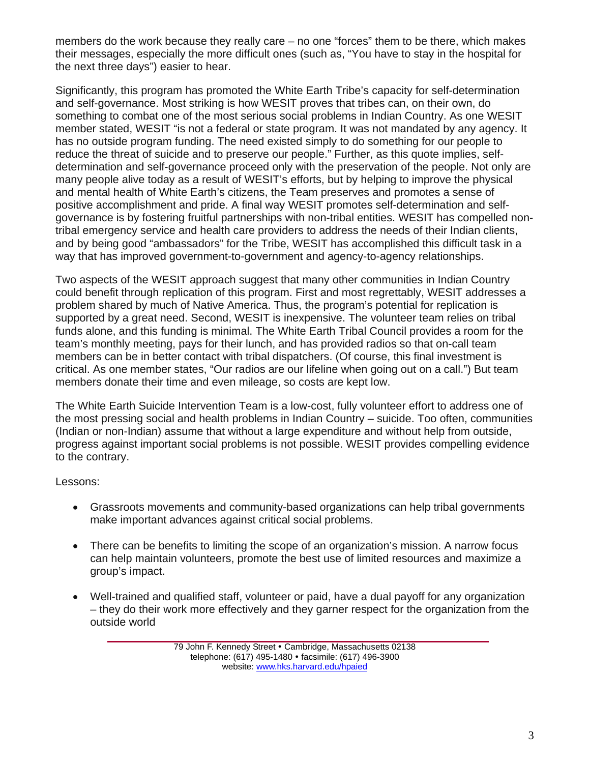members do the work because they really care – no one "forces" them to be there, which makes their messages, especially the more difficult ones (such as, "You have to stay in the hospital for the next three days") easier to hear.

Significantly, this program has promoted the White Earth Tribe's capacity for self-determination and self-governance. Most striking is how WESIT proves that tribes can, on their own, do something to combat one of the most serious social problems in Indian Country. As one WESIT member stated, WESIT "is not a federal or state program. It was not mandated by any agency. It has no outside program funding. The need existed simply to do something for our people to reduce the threat of suicide and to preserve our people." Further, as this quote implies, self-determination and self-governance proceed only with the preservation of the people. Not only are many people alive today as a result of WESIT's efforts, but by helping to improve the physical and mental health of White Earth's citizens, the Team preserves and promotes a sense of positive accomplishment and pride. A final way WESIT promotes self-determination and self-governance is by fostering fruitful partnerships with non-tribal entities. WESIT has compelled non-tribal emergency service and health care providers to address the needs of their Indian clients, and by being good "ambassadors" for the Tribe, WESIT has accomplished this difficult task in a way that has improved government-to-government and agency-to-agency relationships.

Two aspects of the WESIT approach suggest that many other communities in Indian Country could benefit through replication of this program. First and most regrettably, WESIT addresses a problem shared by much of Native America. Thus, the program's potential for replication is supported by a great need. Second, WESIT is inexpensive. The volunteer team relies on tribal funds alone, and this funding is minimal. The White Earth Tribal Council provides a room for the team's monthly meeting, pays for their lunch, and has provided radios so that on-call team members can be in better contact with tribal dispatchers. (Of course, this final investment is critical. As one member states, "Our radios are our lifeline when going out on a call.") But team members donate their time and even mileage, so costs are kept low.

The White Earth Suicide Intervention Team is a low-cost, fully volunteer effort to address one of the most pressing social and health problems in Indian Country – suicide. Too often, communities (Indian or non-Indian) assume that without a large expenditure and without help from outside, progress against important social problems is not possible. WESIT provides compelling evidence to the contrary.

Lessons:

- Grassroots movements and community-based organizations can help tribal governments make important advances against critical social problems.
- There can be benefits to limiting the scope of an organization's mission. A narrow focus can help maintain volunteers, promote the best use of limited resources and maximize a group's impact.
- Well-trained and qualified staff, volunteer or paid, have a dual payoff for any organization – they do their work more effectively and they garner respect for the organization from the outside world